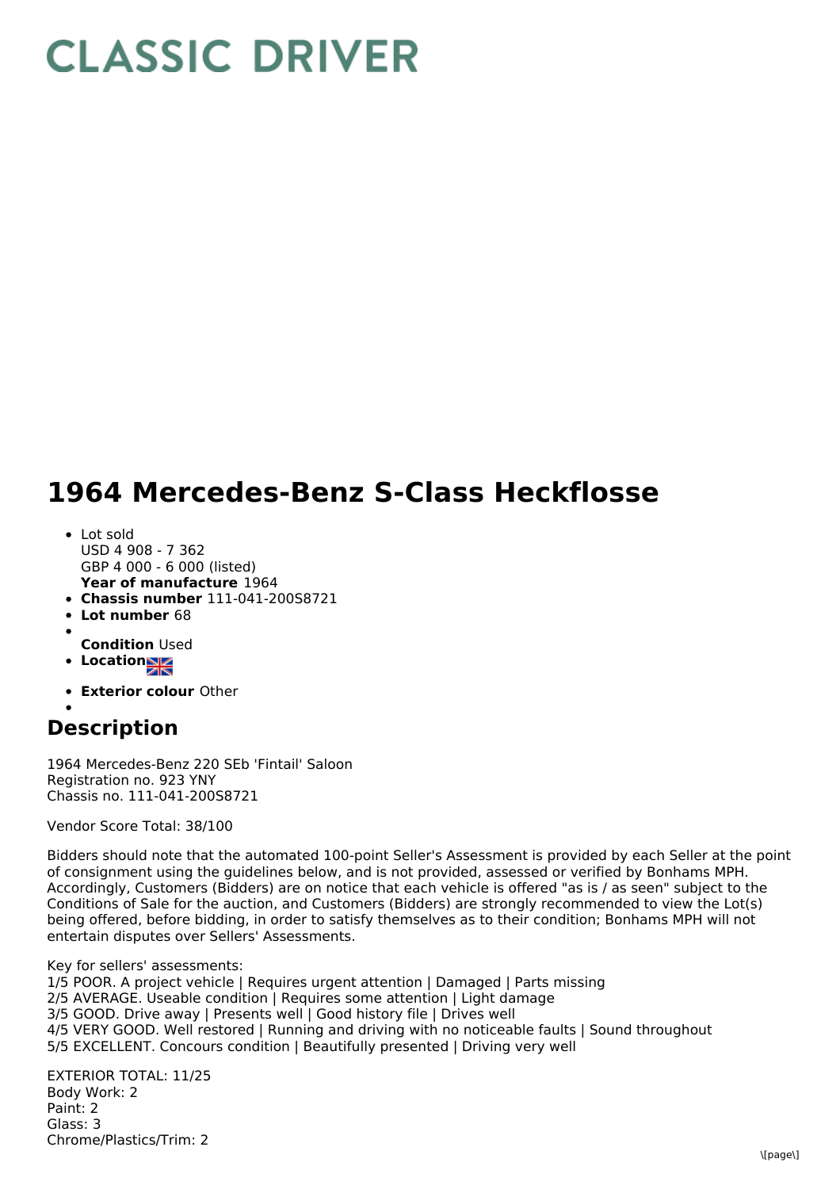# CLASSIC DRIVER

# 1964 Mercedes-Benz S-Class Heckflosse

- Lot sold
  USD 4 908 - 7 362
  GBP 4 000 - 6 000 (listed)
  **Year of manufacture** 1964
- **Chassis number** 111-041-200S8721
- **Lot number** 68
- **Condition** Used
- **Location**
- **Exterior colour** Other

## Description

1964 Mercedes-Benz 220 SEb 'Fintail' Saloon
Registration no. 923 YNY
Chassis no. 111-041-200S8721

Vendor Score Total: 38/100

Bidders should note that the automated 100-point Seller's Assessment is provided by each Seller at the point of consignment using the guidelines below, and is not provided, assessed or verified by Bonhams MPH. Accordingly, Customers (Bidders) are on notice that each vehicle is offered "as is / as seen" subject to the Conditions of Sale for the auction, and Customers (Bidders) are strongly recommended to view the Lot(s) being offered, before bidding, in order to satisfy themselves as to their condition; Bonhams MPH will not entertain disputes over Sellers' Assessments.

Key for sellers' assessments:
1/5 POOR. A project vehicle | Requires urgent attention | Damaged | Parts missing
2/5 AVERAGE. Useable condition | Requires some attention | Light damage
3/5 GOOD. Drive away | Presents well | Good history file | Drives well
4/5 VERY GOOD. Well restored | Running and driving with no noticeable faults | Sound throughout
5/5 EXCELLENT. Concours condition | Beautifully presented | Driving very well

EXTERIOR TOTAL: 11/25
Body Work: 2
Paint: 2
Glass: 3
Chrome/Plastics/Trim: 2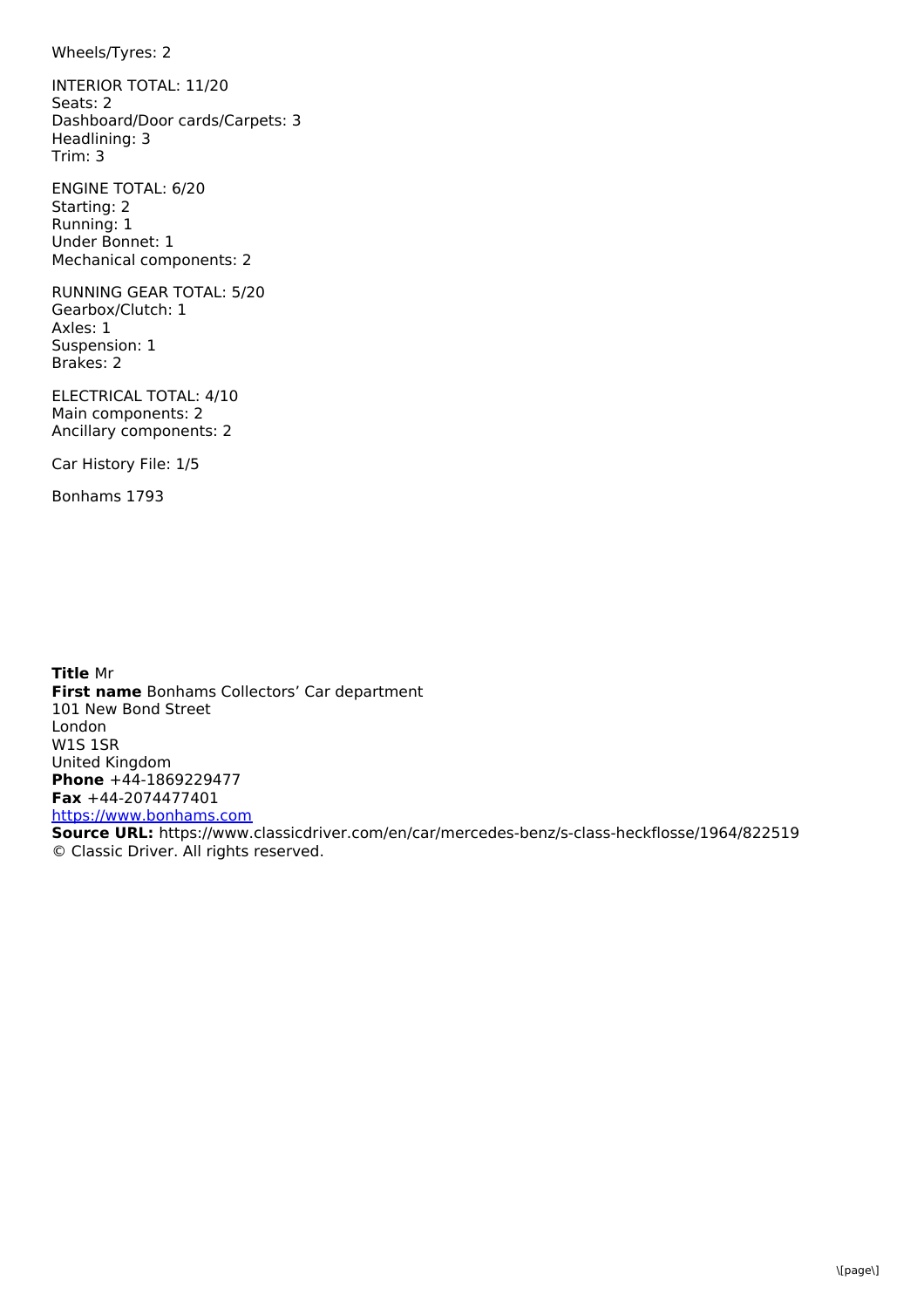Wheels/Tyres: 2

INTERIOR TOTAL: 11/20
Seats: 2
Dashboard/Door cards/Carpets: 3
Headlining: 3
Trim: 3

ENGINE TOTAL: 6/20
Starting: 2
Running: 1
Under Bonnet: 1
Mechanical components: 2

RUNNING GEAR TOTAL: 5/20
Gearbox/Clutch: 1
Axles: 1
Suspension: 1
Brakes: 2

ELECTRICAL TOTAL: 4/10
Main components: 2
Ancillary components: 2

Car History File: 1/5

Bonhams 1793

**Title** Mr
**First name** Bonhams Collectors' Car department
101 New Bond Street
London
W1S 1SR
United Kingdom
**Phone** +44-1869229477
**Fax** +44-2074477401
https://www.bonhams.com
**Source URL:** https://www.classicdriver.com/en/car/mercedes-benz/s-class-heckflosse/1964/822519
© Classic Driver. All rights reserved.